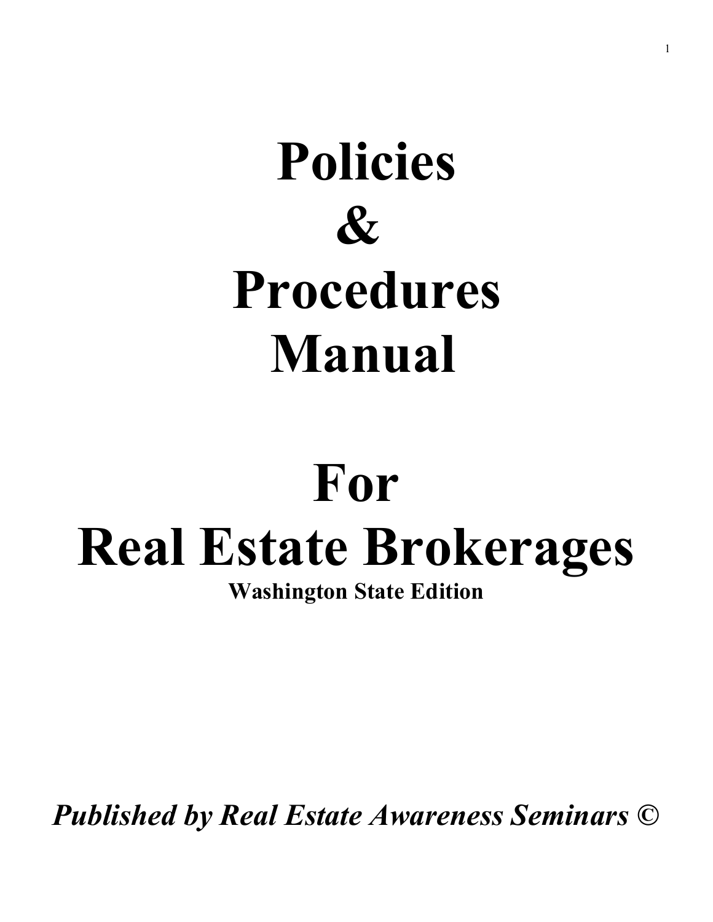# Policies & Procedures Manual

# For Real Estate Brokerages

**Washington State Edition**

***Published by Real Estate Awareness Seminars ©***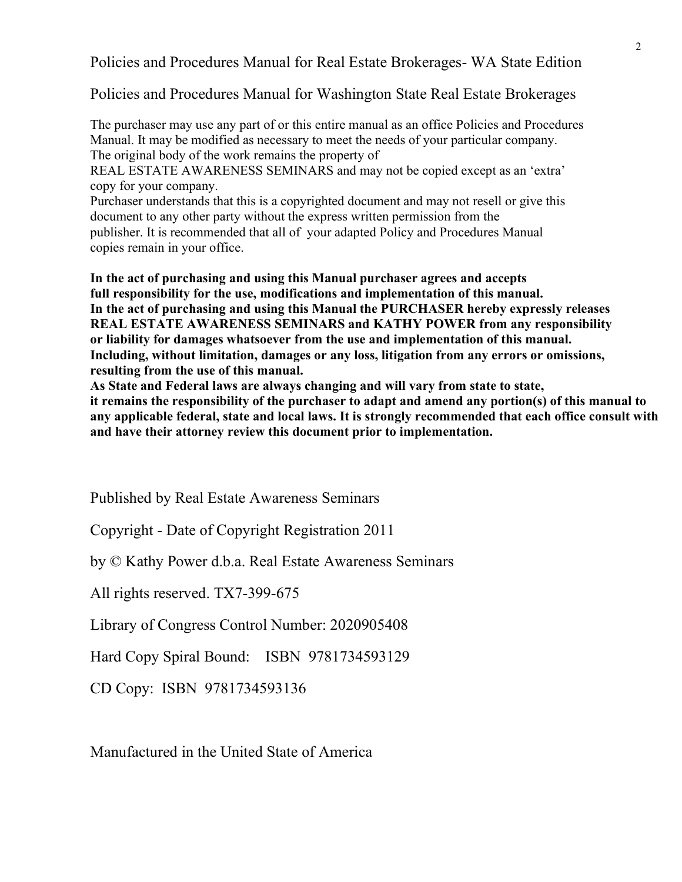Policies and Procedures Manual for Real Estate Brokerages- WA State Edition

Policies and Procedures Manual for Washington State Real Estate Brokerages

The purchaser may use any part of or this entire manual as an office Policies and Procedures Manual. It may be modified as necessary to meet the needs of your particular company. The original body of the work remains the property of REAL ESTATE AWARENESS SEMINARS and may not be copied except as an 'extra' copy for your company.
Purchaser understands that this is a copyrighted document and may not resell or give this document to any other party without the express written permission from the publisher. It is recommended that all of your adapted Policy and Procedures Manual copies remain in your office.

**In the act of purchasing and using this Manual purchaser agrees and accepts full responsibility for the use, modifications and implementation of this manual.
In the act of purchasing and using this Manual the PURCHASER hereby expressly releases REAL ESTATE AWARENESS SEMINARS and KATHY POWER from any responsibility or liability for damages whatsoever from the use and implementation of this manual. Including, without limitation, damages or any loss, litigation from any errors or omissions, resulting from the use of this manual.
As State and Federal laws are always changing and will vary from state to state, it remains the responsibility of the purchaser to adapt and amend any portion(s) of this manual to any applicable federal, state and local laws. It is strongly recommended that each office consult with and have their attorney review this document prior to implementation.**

Published by Real Estate Awareness Seminars

Copyright - Date of Copyright Registration 2011

by © Kathy Power d.b.a. Real Estate Awareness Seminars

All rights reserved. TX7-399-675

Library of Congress Control Number: 2020905408

Hard Copy Spiral Bound: ISBN 9781734593129

CD Copy: ISBN 9781734593136

Manufactured in the United State of America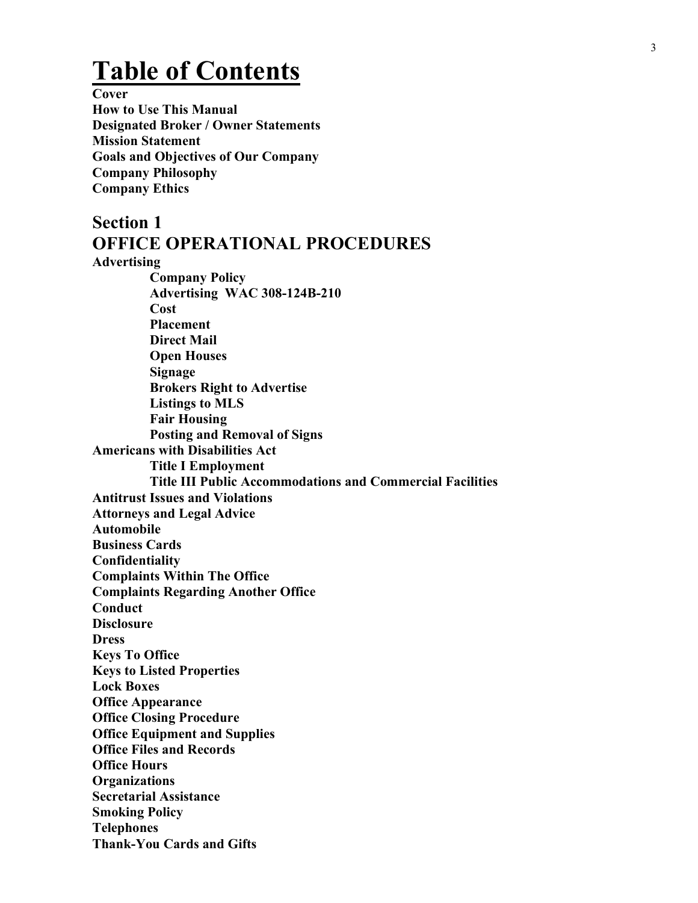# Table of Contents

**Cover**
**How to Use This Manual**
**Designated Broker / Owner Statements**
**Mission Statement**
**Goals and Objectives of Our Company**
**Company Philosophy**
**Company Ethics**

## Section 1
## OFFICE OPERATIONAL PROCEDURES

- **Advertising**
  - **Company Policy**
  - **Advertising WAC 308-124B-210**
  - **Cost**
  - **Placement**
  - **Direct Mail**
  - **Open Houses**
  - **Signage**
  - **Brokers Right to Advertise**
  - **Listings to MLS**
  - **Fair Housing**
  - **Posting and Removal of Signs**
- **Americans with Disabilities Act**
  - **Title I Employment**
  - **Title III Public Accommodations and Commercial Facilities**
- **Antitrust Issues and Violations**
- **Attorneys and Legal Advice**
- **Automobile**
- **Business Cards**
- **Confidentiality**
- **Complaints Within The Office**
- **Complaints Regarding Another Office**
- **Conduct**
- **Disclosure**
- **Dress**
- **Keys To Office**
- **Keys to Listed Properties**
- **Lock Boxes**
- **Office Appearance**
- **Office Closing Procedure**
- **Office Equipment and Supplies**
- **Office Files and Records**
- **Office Hours**
- **Organizations**
- **Secretarial Assistance**
- **Smoking Policy**
- **Telephones**
- **Thank-You Cards and Gifts**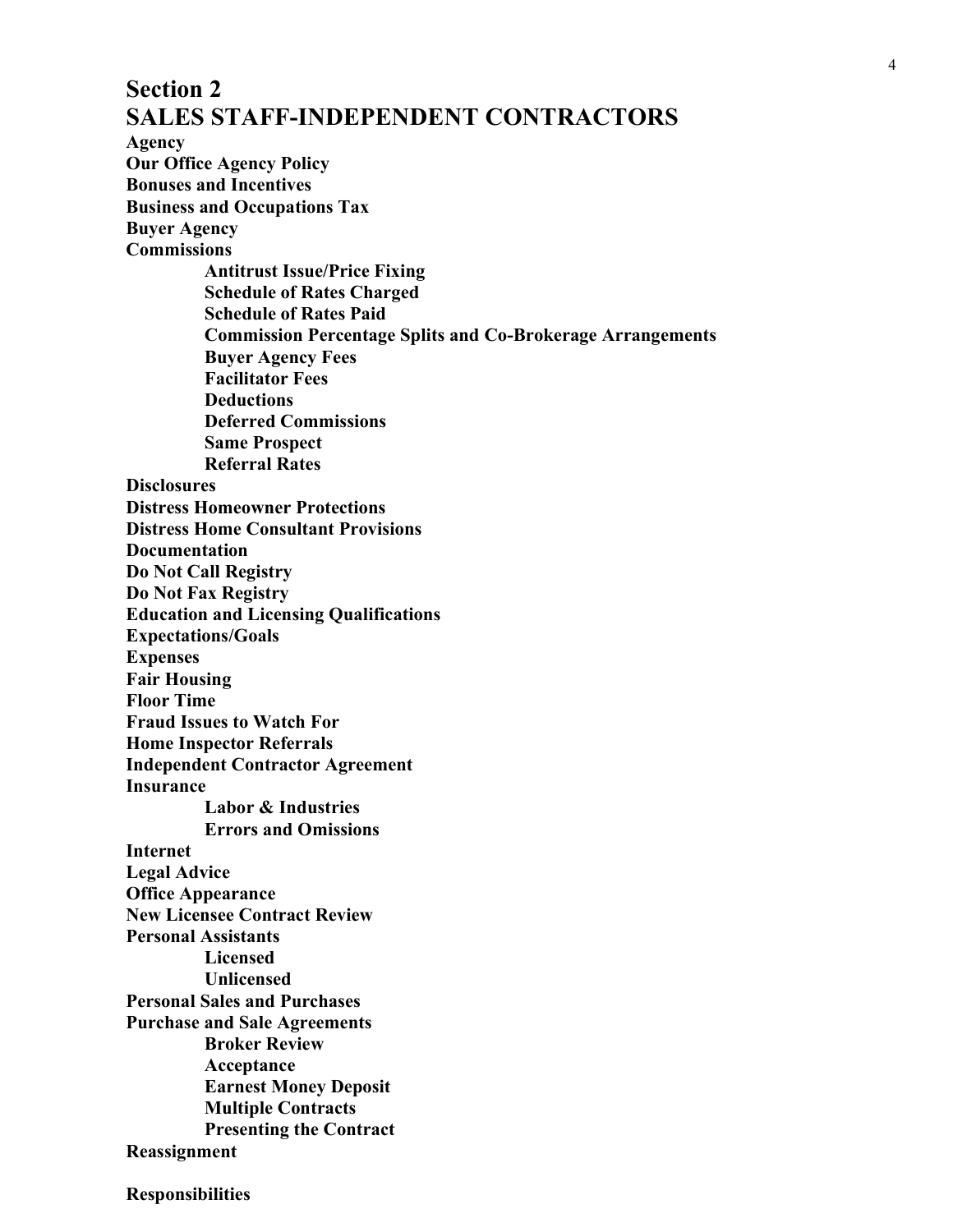# Section 2
# SALES STAFF-INDEPENDENT CONTRACTORS

**Agency**
**Our Office Agency Policy**
**Bonuses and Incentives**
**Business and Occupations Tax**
**Buyer Agency**
**Commissions**

- **Antitrust Issue/Price Fixing**
- **Schedule of Rates Charged**
- **Schedule of Rates Paid**
- **Commission Percentage Splits and Co-Brokerage Arrangements**
- **Buyer Agency Fees**
- **Facilitator Fees**
- **Deductions**
- **Deferred Commissions**
- **Same Prospect**
- **Referral Rates**

**Disclosures**
**Distress Homeowner Protections**
**Distress Home Consultant Provisions**
**Documentation**
**Do Not Call Registry**
**Do Not Fax Registry**
**Education and Licensing Qualifications**
**Expectations/Goals**
**Expenses**
**Fair Housing**
**Floor Time**
**Fraud Issues to Watch For**
**Home Inspector Referrals**
**Independent Contractor Agreement**
**Insurance**

- **Labor & Industries**
- **Errors and Omissions**

**Internet**
**Legal Advice**
**Office Appearance**
**New Licensee Contract Review**
**Personal Assistants**

- **Licensed**
- **Unlicensed**

**Personal Sales and Purchases**
**Purchase and Sale Agreements**

- **Broker Review**
- **Acceptance**
- **Earnest Money Deposit**
- **Multiple Contracts**
- **Presenting the Contract**

**Reassignment**

**Responsibilities**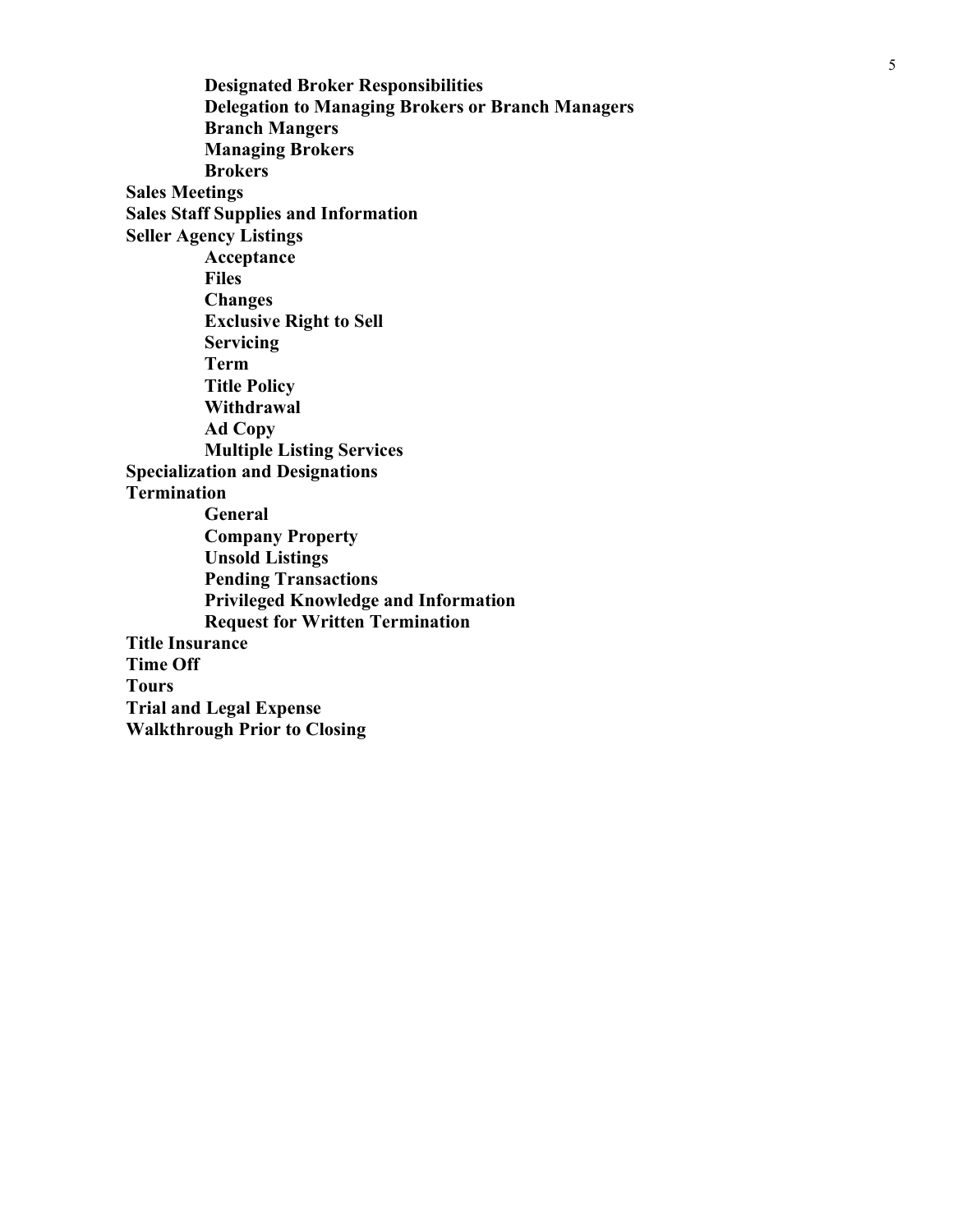- **Designated Broker Responsibilities**
- **Delegation to Managing Brokers or Branch Managers**
- **Branch Mangers**
- **Managing Brokers**
- **Brokers**

**Sales Meetings**

**Sales Staff Supplies and Information**

**Seller Agency Listings**

- **Acceptance**
- **Files**
- **Changes**
- **Exclusive Right to Sell**
- **Servicing**
- **Term**
- **Title Policy**
- **Withdrawal**
- **Ad Copy**
- **Multiple Listing Services**

**Specialization and Designations**

**Termination**

- **General**
- **Company Property**
- **Unsold Listings**
- **Pending Transactions**
- **Privileged Knowledge and Information**
- **Request for Written Termination**

**Title Insurance**

**Time Off**

**Tours**

**Trial and Legal Expense**

**Walkthrough Prior to Closing**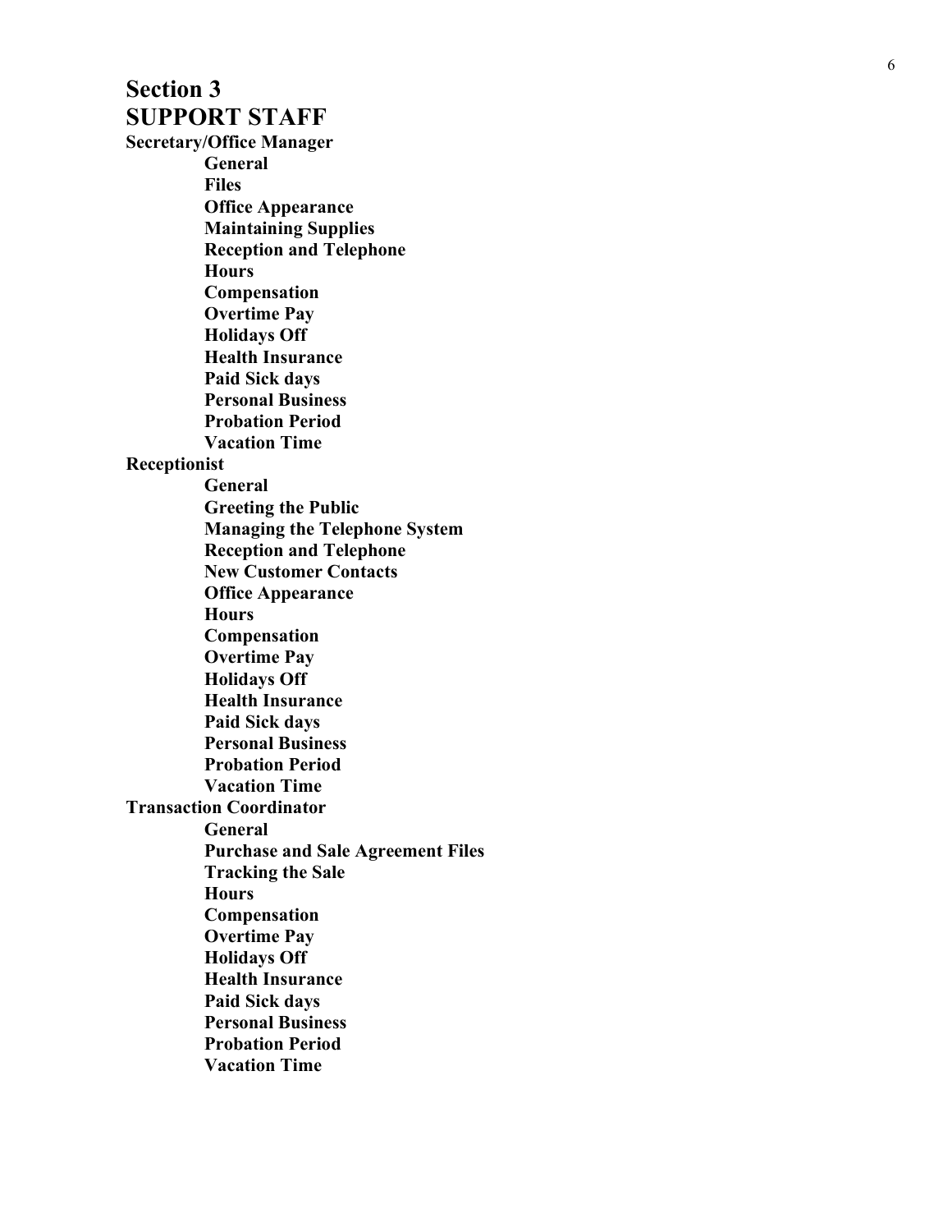# Section 3
# SUPPORT STAFF

**Secretary/Office Manager**

- **General**
- **Files**
- **Office Appearance**
- **Maintaining Supplies**
- **Reception and Telephone**
- **Hours**
- **Compensation**
- **Overtime Pay**
- **Holidays Off**
- **Health Insurance**
- **Paid Sick days**
- **Personal Business**
- **Probation Period**
- **Vacation Time**

**Receptionist**

- **General**
- **Greeting the Public**
- **Managing the Telephone System**
- **Reception and Telephone**
- **New Customer Contacts**
- **Office Appearance**
- **Hours**
- **Compensation**
- **Overtime Pay**
- **Holidays Off**
- **Health Insurance**
- **Paid Sick days**
- **Personal Business**
- **Probation Period**
- **Vacation Time**

**Transaction Coordinator**

- **General**
- **Purchase and Sale Agreement Files**
- **Tracking the Sale**
- **Hours**
- **Compensation**
- **Overtime Pay**
- **Holidays Off**
- **Health Insurance**
- **Paid Sick days**
- **Personal Business**
- **Probation Period**
- **Vacation Time**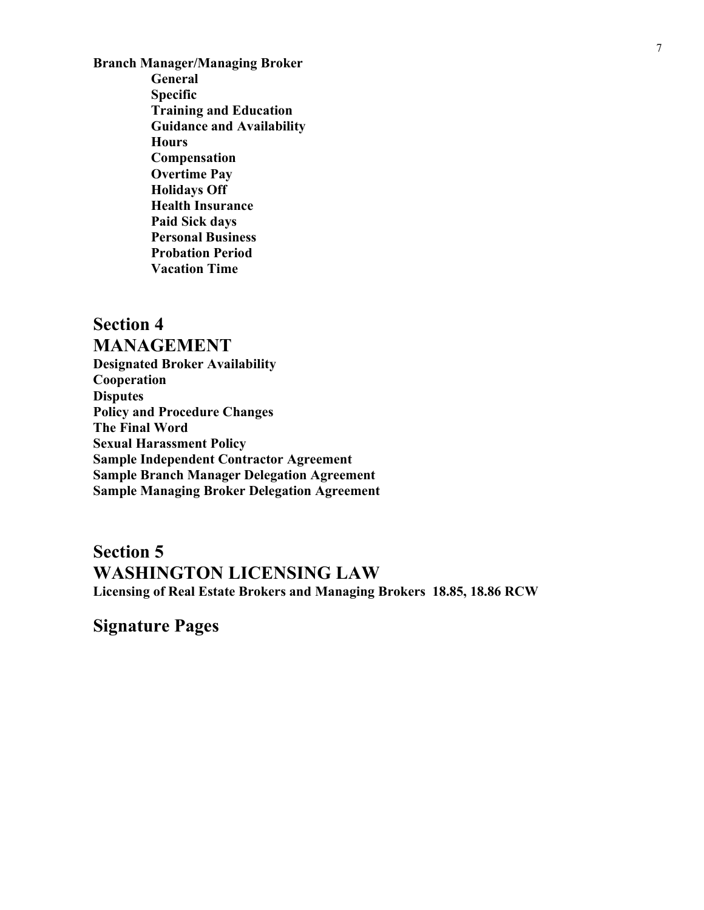**Branch Manager/Managing Broker**

- **General**
- **Specific**
- **Training and Education**
- **Guidance and Availability**
- **Hours**
- **Compensation**
- **Overtime Pay**
- **Holidays Off**
- **Health Insurance**
- **Paid Sick days**
- **Personal Business**
- **Probation Period**
- **Vacation Time**

## Section 4
## MANAGEMENT

**Designated Broker Availability**
**Cooperation**
**Disputes**
**Policy and Procedure Changes**
**The Final Word**
**Sexual Harassment Policy**
**Sample Independent Contractor Agreement**
**Sample Branch Manager Delegation Agreement**
**Sample Managing Broker Delegation Agreement**

## Section 5
## WASHINGTON LICENSING LAW

**Licensing of Real Estate Brokers and Managing Brokers 18.85, 18.86 RCW**

## Signature Pages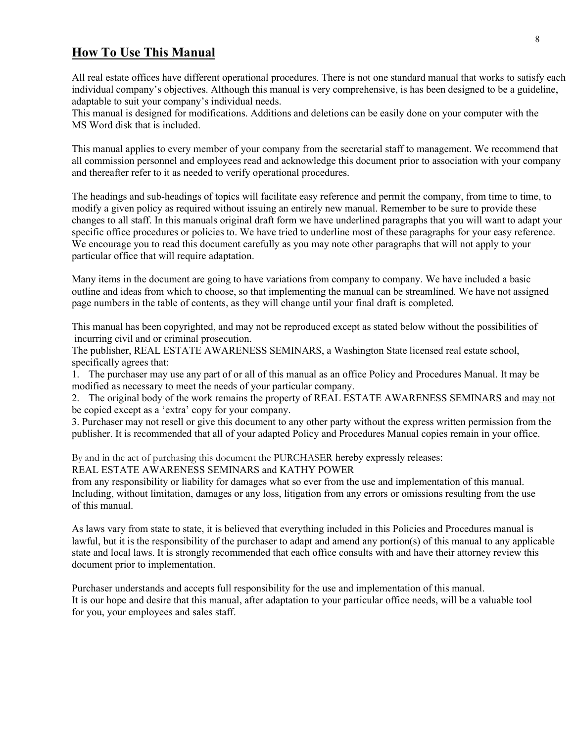## How To Use This Manual

All real estate offices have different operational procedures. There is not one standard manual that works to satisfy each individual company's objectives. Although this manual is very comprehensive, is has been designed to be a guideline, adaptable to suit your company's individual needs.
This manual is designed for modifications. Additions and deletions can be easily done on your computer with the MS Word disk that is included.

This manual applies to every member of your company from the secretarial staff to management. We recommend that all commission personnel and employees read and acknowledge this document prior to association with your company and thereafter refer to it as needed to verify operational procedures.

The headings and sub-headings of topics will facilitate easy reference and permit the company, from time to time, to modify a given policy as required without issuing an entirely new manual. Remember to be sure to provide these changes to all staff. In this manuals original draft form we have underlined paragraphs that you will want to adapt your specific office procedures or policies to. We have tried to underline most of these paragraphs for your easy reference. We encourage you to read this document carefully as you may note other paragraphs that will not apply to your particular office that will require adaptation.

Many items in the document are going to have variations from company to company. We have included a basic outline and ideas from which to choose, so that implementing the manual can be streamlined. We have not assigned page numbers in the table of contents, as they will change until your final draft is completed.

This manual has been copyrighted, and may not be reproduced except as stated below without the possibilities of incurring civil and or criminal prosecution.
The publisher, REAL ESTATE AWARENESS SEMINARS, a Washington State licensed real estate school, specifically agrees that:

1. The purchaser may use any part of or all of this manual as an office Policy and Procedures Manual. It may be modified as necessary to meet the needs of your particular company.
2. The original body of the work remains the property of REAL ESTATE AWARENESS SEMINARS and <u>may not</u> be copied except as a 'extra' copy for your company.
3. Purchaser may not resell or give this document to any other party without the express written permission from the publisher. It is recommended that all of your adapted Policy and Procedures Manual copies remain in your office.

By and in the act of purchasing this document the PURCHASER hereby expressly releases:
REAL ESTATE AWARENESS SEMINARS and KATHY POWER
from any responsibility or liability for damages what so ever from the use and implementation of this manual. Including, without limitation, damages or any loss, litigation from any errors or omissions resulting from the use of this manual.

As laws vary from state to state, it is believed that everything included in this Policies and Procedures manual is lawful, but it is the responsibility of the purchaser to adapt and amend any portion(s) of this manual to any applicable state and local laws. It is strongly recommended that each office consults with and have their attorney review this document prior to implementation.

Purchaser understands and accepts full responsibility for the use and implementation of this manual.
It is our hope and desire that this manual, after adaptation to your particular office needs, will be a valuable tool for you, your employees and sales staff.